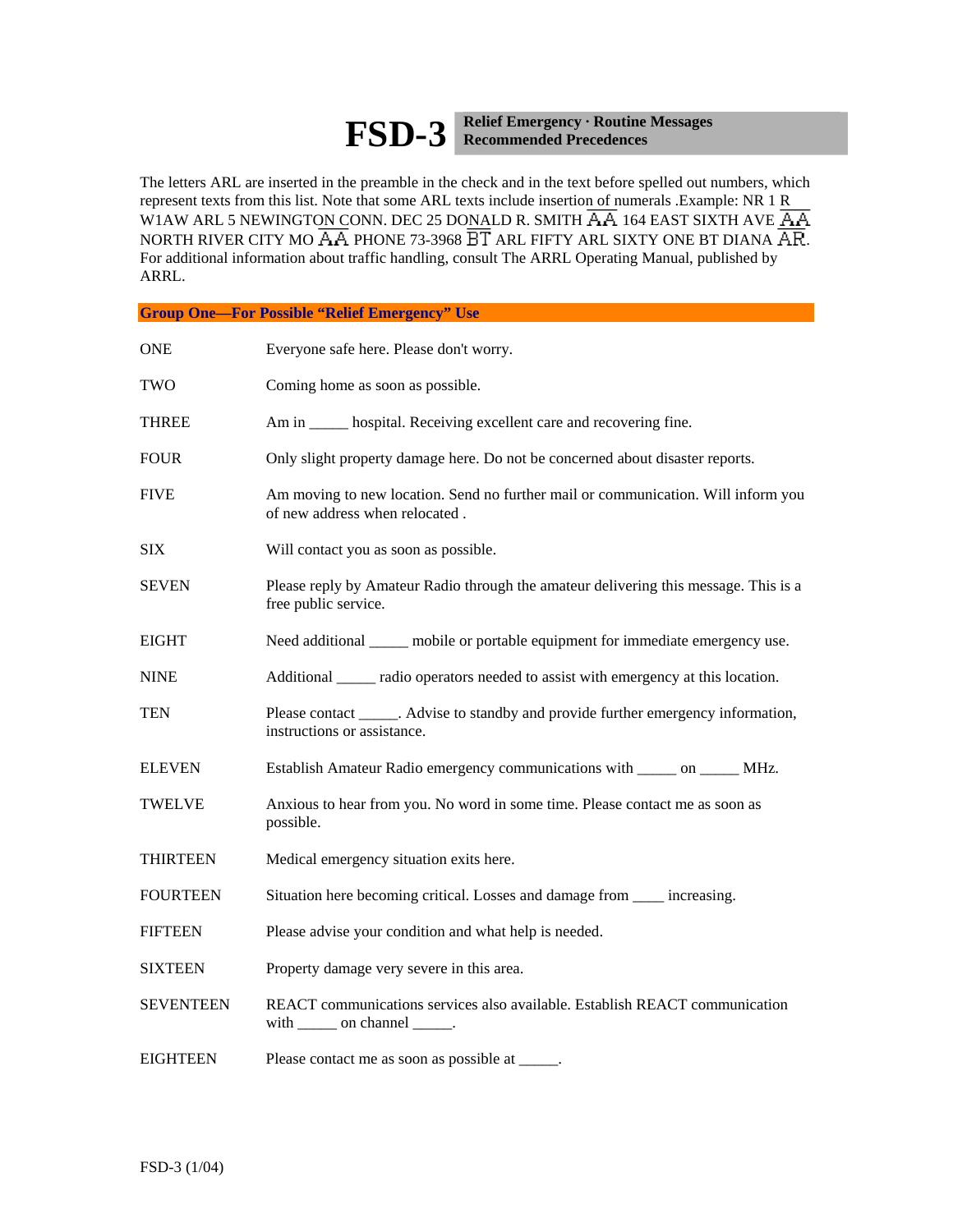# FSD-3

**Relief Emergency · Routine Messages**
**Recommended Precedences**

The letters ARL are inserted in the preamble in the check and in the text before spelled out numbers, which represent texts from this list. Note that some ARL texts include insertion of numerals .Example: NR 1 R W1AW ARL 5 NEWINGTON CONN. DEC 25 DONALD R. SMITH AA 164 EAST SIXTH AVE AA NORTH RIVER CITY MO AA PHONE 73-3968 BT ARL FIFTY ARL SIXTY ONE BT DIANA AR. For additional information about traffic handling, consult The ARRL Operating Manual, published by ARRL.

## Group One—For Possible "Relief Emergency" Use

| | |
|---|---|
| ONE | Everyone safe here. Please don't worry. |
| TWO | Coming home as soon as possible. |
| THREE | Am in _____ hospital. Receiving excellent care and recovering fine. |
| FOUR | Only slight property damage here. Do not be concerned about disaster reports. |
| FIVE | Am moving to new location. Send no further mail or communication. Will inform you of new address when relocated . |
| SIX | Will contact you as soon as possible. |
| SEVEN | Please reply by Amateur Radio through the amateur delivering this message. This is a free public service. |
| EIGHT | Need additional _____ mobile or portable equipment for immediate emergency use. |
| NINE | Additional _____ radio operators needed to assist with emergency at this location. |
| TEN | Please contact _____. Advise to standby and provide further emergency information, instructions or assistance. |
| ELEVEN | Establish Amateur Radio emergency communications with _____ on _____ MHz. |
| TWELVE | Anxious to hear from you. No word in some time. Please contact me as soon as possible. |
| THIRTEEN | Medical emergency situation exits here. |
| FOURTEEN | Situation here becoming critical. Losses and damage from ____ increasing. |
| FIFTEEN | Please advise your condition and what help is needed. |
| SIXTEEN | Property damage very severe in this area. |
| SEVENTEEN | REACT communications services also available. Establish REACT communication with _____ on channel _____. |
| EIGHTEEN | Please contact me as soon as possible at _____. |

FSD-3 (1/04)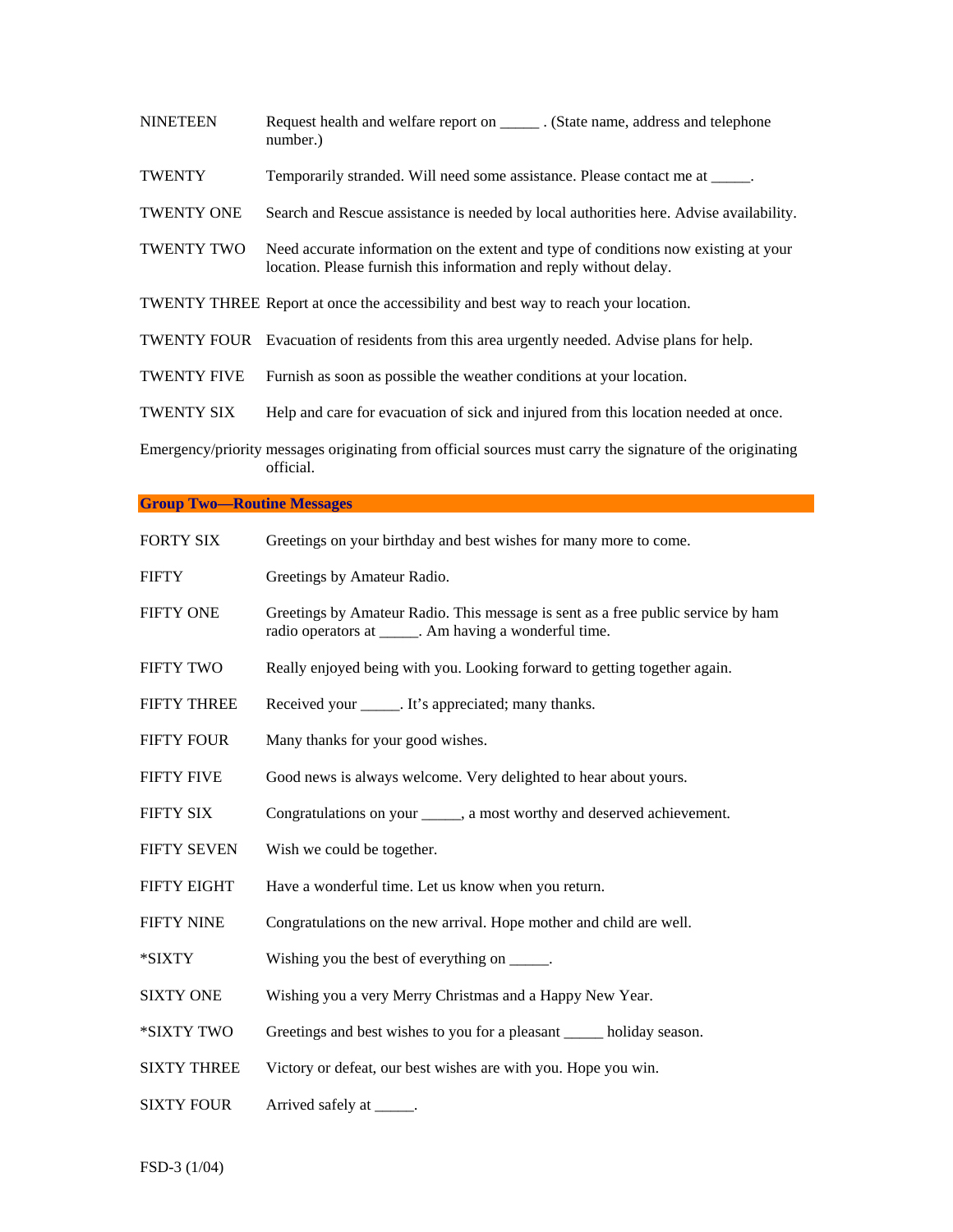| | |
|---|---|
| NINETEEN | Request health and welfare report on _____ . (State name, address and telephone number.) |
| TWENTY | Temporarily stranded. Will need some assistance. Please contact me at _____. |
| TWENTY ONE | Search and Rescue assistance is needed by local authorities here. Advise availability. |
| TWENTY TWO | Need accurate information on the extent and type of conditions now existing at your location. Please furnish this information and reply without delay. |
| TWENTY THREE | Report at once the accessibility and best way to reach your location. |
| TWENTY FOUR | Evacuation of residents from this area urgently needed. Advise plans for help. |
| TWENTY FIVE | Furnish as soon as possible the weather conditions at your location. |
| TWENTY SIX | Help and care for evacuation of sick and injured from this location needed at once. |

Emergency/priority messages originating from official sources must carry the signature of the originating official.

## Group Two—Routine Messages

| | |
|---|---|
| FORTY SIX | Greetings on your birthday and best wishes for many more to come. |
| FIFTY | Greetings by Amateur Radio. |
| FIFTY ONE | Greetings by Amateur Radio. This message is sent as a free public service by ham radio operators at _____. Am having a wonderful time. |
| FIFTY TWO | Really enjoyed being with you. Looking forward to getting together again. |
| FIFTY THREE | Received your _____. It's appreciated; many thanks. |
| FIFTY FOUR | Many thanks for your good wishes. |
| FIFTY FIVE | Good news is always welcome. Very delighted to hear about yours. |
| FIFTY SIX | Congratulations on your _____, a most worthy and deserved achievement. |
| FIFTY SEVEN | Wish we could be together. |
| FIFTY EIGHT | Have a wonderful time. Let us know when you return. |
| FIFTY NINE | Congratulations on the new arrival. Hope mother and child are well. |
| *SIXTY | Wishing you the best of everything on _____. |
| SIXTY ONE | Wishing you a very Merry Christmas and a Happy New Year. |
| *SIXTY TWO | Greetings and best wishes to you for a pleasant _____ holiday season. |
| SIXTY THREE | Victory or defeat, our best wishes are with you. Hope you win. |
| SIXTY FOUR | Arrived safely at _____. |

FSD-3 (1/04)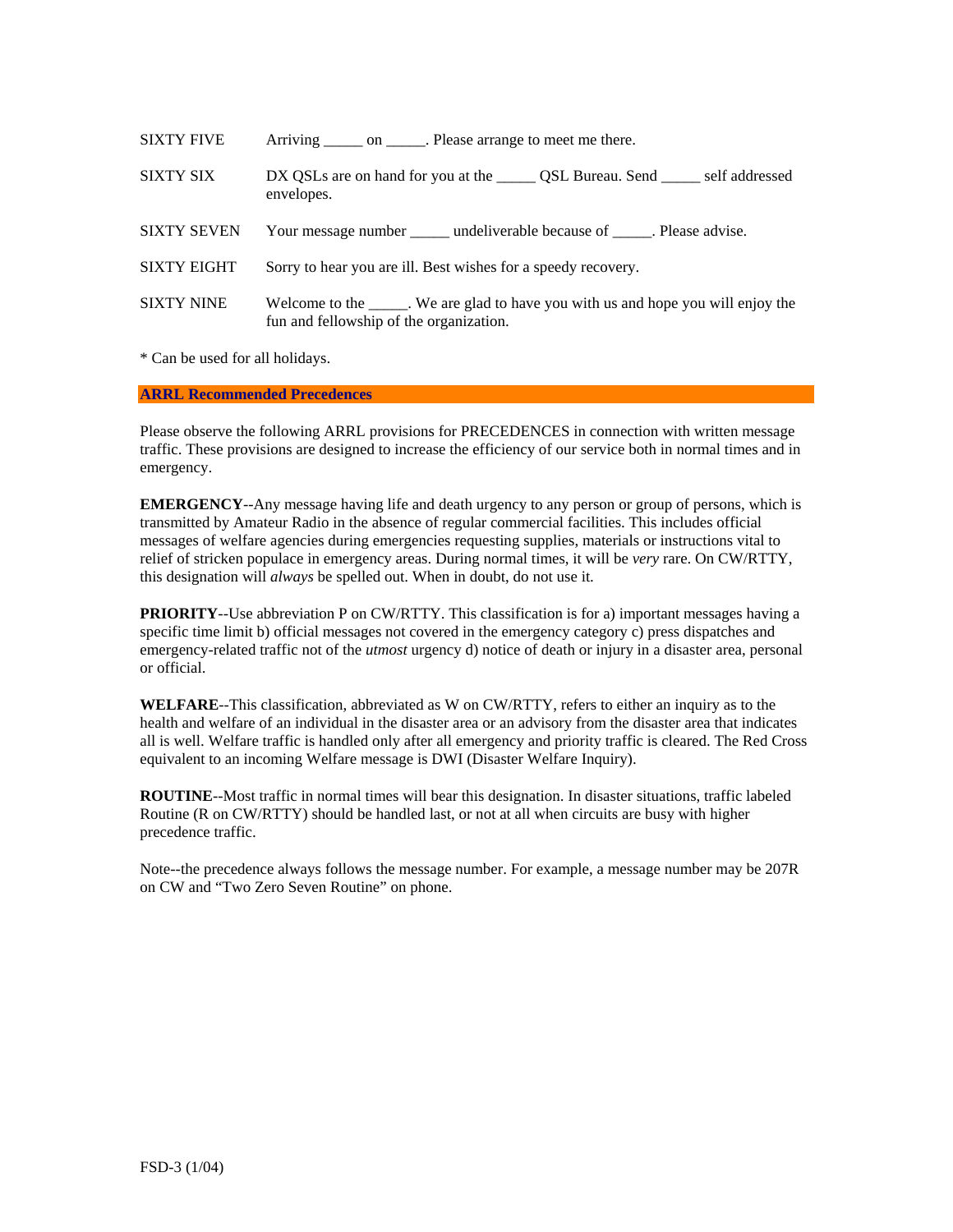| | |
|---|---|
| SIXTY FIVE | Arriving _____ on _____. Please arrange to meet me there. |
| SIXTY SIX | DX QSLs are on hand for you at the _____ QSL Bureau. Send _____ self addressed envelopes. |
| SIXTY SEVEN | Your message number _____ undeliverable because of _____. Please advise. |
| SIXTY EIGHT | Sorry to hear you are ill. Best wishes for a speedy recovery. |
| SIXTY NINE | Welcome to the _____. We are glad to have you with us and hope you will enjoy the fun and fellowship of the organization. |

* Can be used for all holidays.

## ARRL Recommended Precedences

Please observe the following ARRL provisions for PRECEDENCES in connection with written message traffic. These provisions are designed to increase the efficiency of our service both in normal times and in emergency.

**EMERGENCY**--Any message having life and death urgency to any person or group of persons, which is transmitted by Amateur Radio in the absence of regular commercial facilities. This includes official messages of welfare agencies during emergencies requesting supplies, materials or instructions vital to relief of stricken populace in emergency areas. During normal times, it will be *very* rare. On CW/RTTY, this designation will *always* be spelled out. When in doubt, do not use it.

**PRIORITY**--Use abbreviation P on CW/RTTY. This classification is for a) important messages having a specific time limit b) official messages not covered in the emergency category c) press dispatches and emergency-related traffic not of the *utmost* urgency d) notice of death or injury in a disaster area, personal or official.

**WELFARE**--This classification, abbreviated as W on CW/RTTY, refers to either an inquiry as to the health and welfare of an individual in the disaster area or an advisory from the disaster area that indicates all is well. Welfare traffic is handled only after all emergency and priority traffic is cleared. The Red Cross equivalent to an incoming Welfare message is DWI (Disaster Welfare Inquiry).

**ROUTINE**--Most traffic in normal times will bear this designation. In disaster situations, traffic labeled Routine (R on CW/RTTY) should be handled last, or not at all when circuits are busy with higher precedence traffic.

Note--the precedence always follows the message number. For example, a message number may be 207R on CW and "Two Zero Seven Routine" on phone.

FSD-3 (1/04)